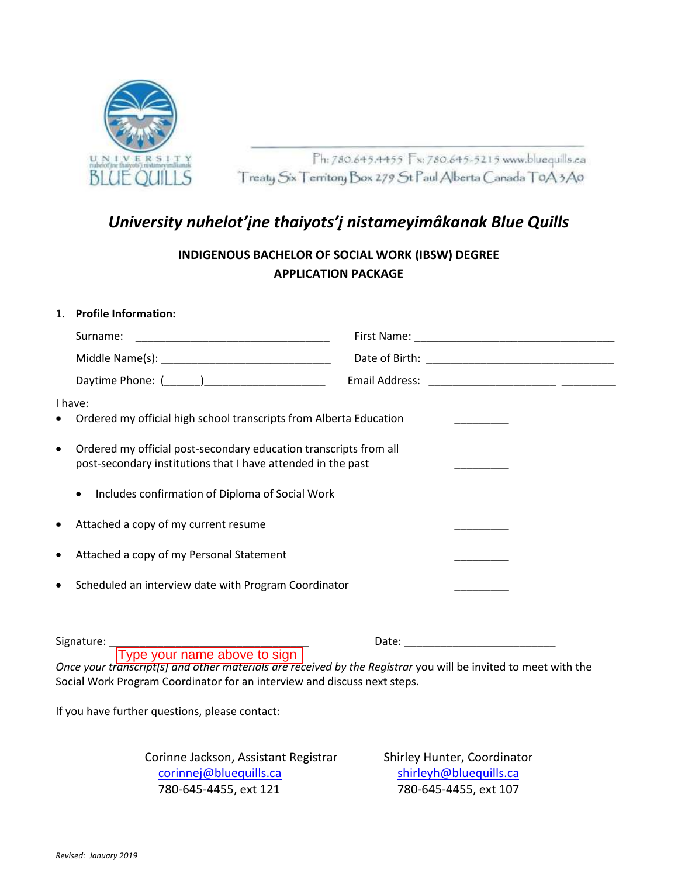Ph: 780.645.4455 Fx: 780.645-5215 www.bluequills.ca
Treaty Six Territory Box 279 St Paul Alberta Canada T0A 3A0

# *University nuhelot'įne thaiyots'į nistameyimâkanak Blue Quills*

**INDIGENOUS BACHELOR OF SOCIAL WORK (IBSW) DEGREE**
**APPLICATION PACKAGE**

1. **Profile Information:**

Surname: ________________________________ First Name: ________________________________

Middle Name(s): ____________________________ Date of Birth: ______________________________

Daytime Phone: (______)____________________ Email Address: ____________________ _________

I have:

- Ordered my official high school transcripts from Alberta Education _________
- Ordered my official post-secondary education transcripts from all post-secondary institutions that I have attended in the past _________
  - Includes confirmation of Diploma of Social Work
- Attached a copy of my current resume _________
- Attached a copy of my Personal Statement _________
- Scheduled an interview date with Program Coordinator _________

Signature: ________________________________ Date: ________________________

Type your name above to sign

*Once your transcript[s] and other materials are received by the Registrar* you will be invited to meet with the Social Work Program Coordinator for an interview and discuss next steps.

If you have further questions, please contact:

Corinne Jackson, Assistant Registrar
corinnej@bluequills.ca
780-645-4455, ext 121

Shirley Hunter, Coordinator
shirleyh@bluequills.ca
780-645-4455, ext 107

*Revised: January 2019*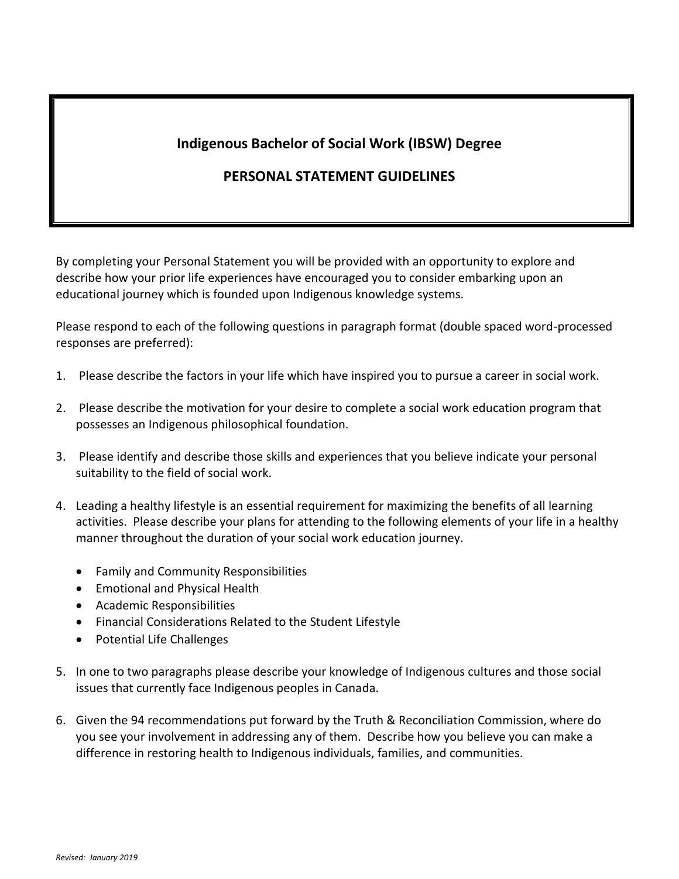# Indigenous Bachelor of Social Work (IBSW) Degree

## PERSONAL STATEMENT GUIDELINES

By completing your Personal Statement you will be provided with an opportunity to explore and describe how your prior life experiences have encouraged you to consider embarking upon an educational journey which is founded upon Indigenous knowledge systems.

Please respond to each of the following questions in paragraph format (double spaced word-processed responses are preferred):

1. Please describe the factors in your life which have inspired you to pursue a career in social work.

2. Please describe the motivation for your desire to complete a social work education program that possesses an Indigenous philosophical foundation.

3. Please identify and describe those skills and experiences that you believe indicate your personal suitability to the field of social work.

4. Leading a healthy lifestyle is an essential requirement for maximizing the benefits of all learning activities. Please describe your plans for attending to the following elements of your life in a healthy manner throughout the duration of your social work education journey.
    - Family and Community Responsibilities
    - Emotional and Physical Health
    - Academic Responsibilities
    - Financial Considerations Related to the Student Lifestyle
    - Potential Life Challenges

5. In one to two paragraphs please describe your knowledge of Indigenous cultures and those social issues that currently face Indigenous peoples in Canada.

6. Given the 94 recommendations put forward by the Truth & Reconciliation Commission, where do you see your involvement in addressing any of them. Describe how you believe you can make a difference in restoring health to Indigenous individuals, families, and communities.

*Revised: January 2019*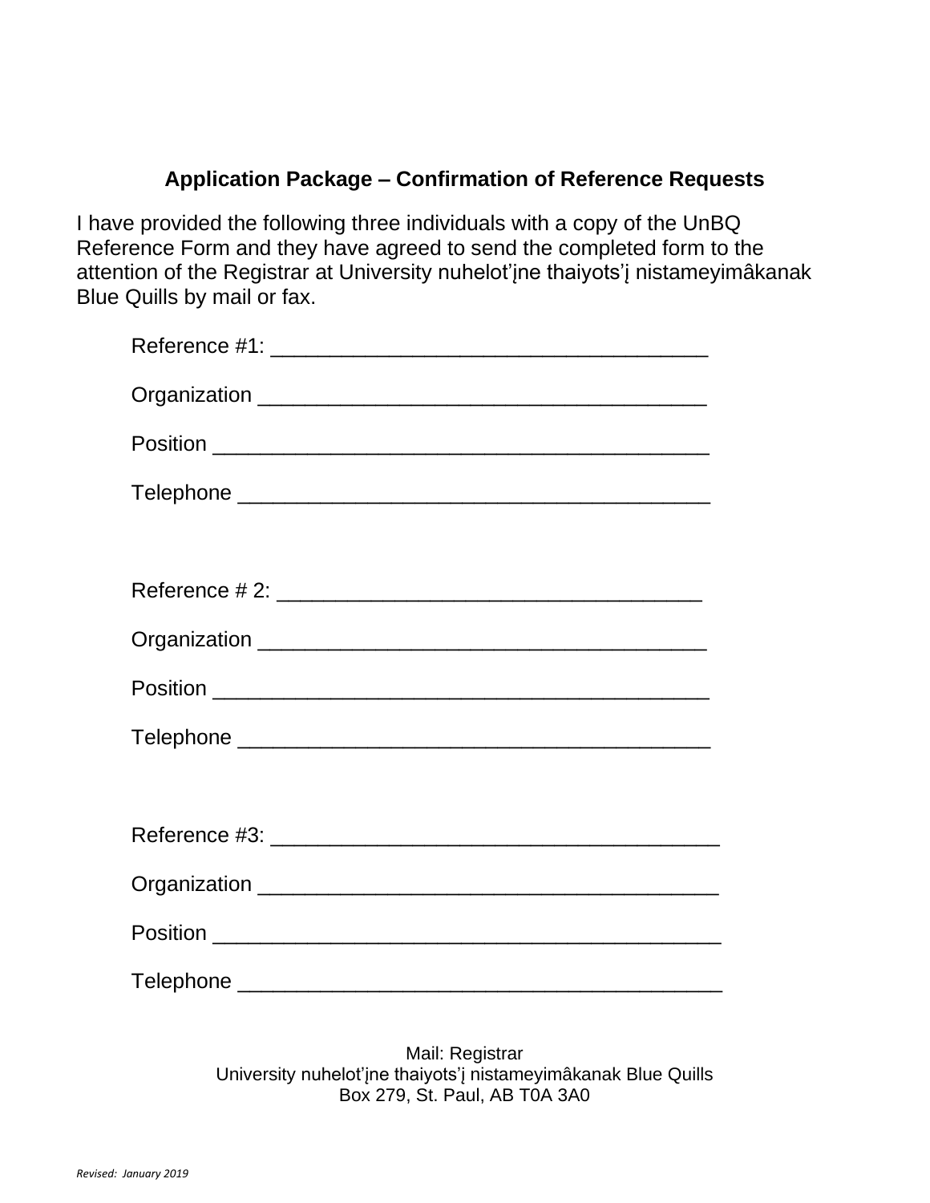### Application Package – Confirmation of Reference Requests

I have provided the following three individuals with a copy of the UnBQ Reference Form and they have agreed to send the completed form to the attention of the Registrar at University nuhelot'įne thaiyots'į nistameyimâkanak Blue Quills by mail or fax.

Reference #1: ____________________________________

Organization ____________________________________

Position ________________________________________

Telephone ______________________________________

Reference # 2: ___________________________________

Organization ____________________________________

Position ________________________________________

Telephone ______________________________________

Reference #3: ____________________________________

Organization ____________________________________

Position ________________________________________

Telephone ______________________________________

Mail: Registrar
University nuhelot'įne thaiyots'į nistameyimâkanak Blue Quills
Box 279, St. Paul, AB T0A 3A0

*Revised: January 2019*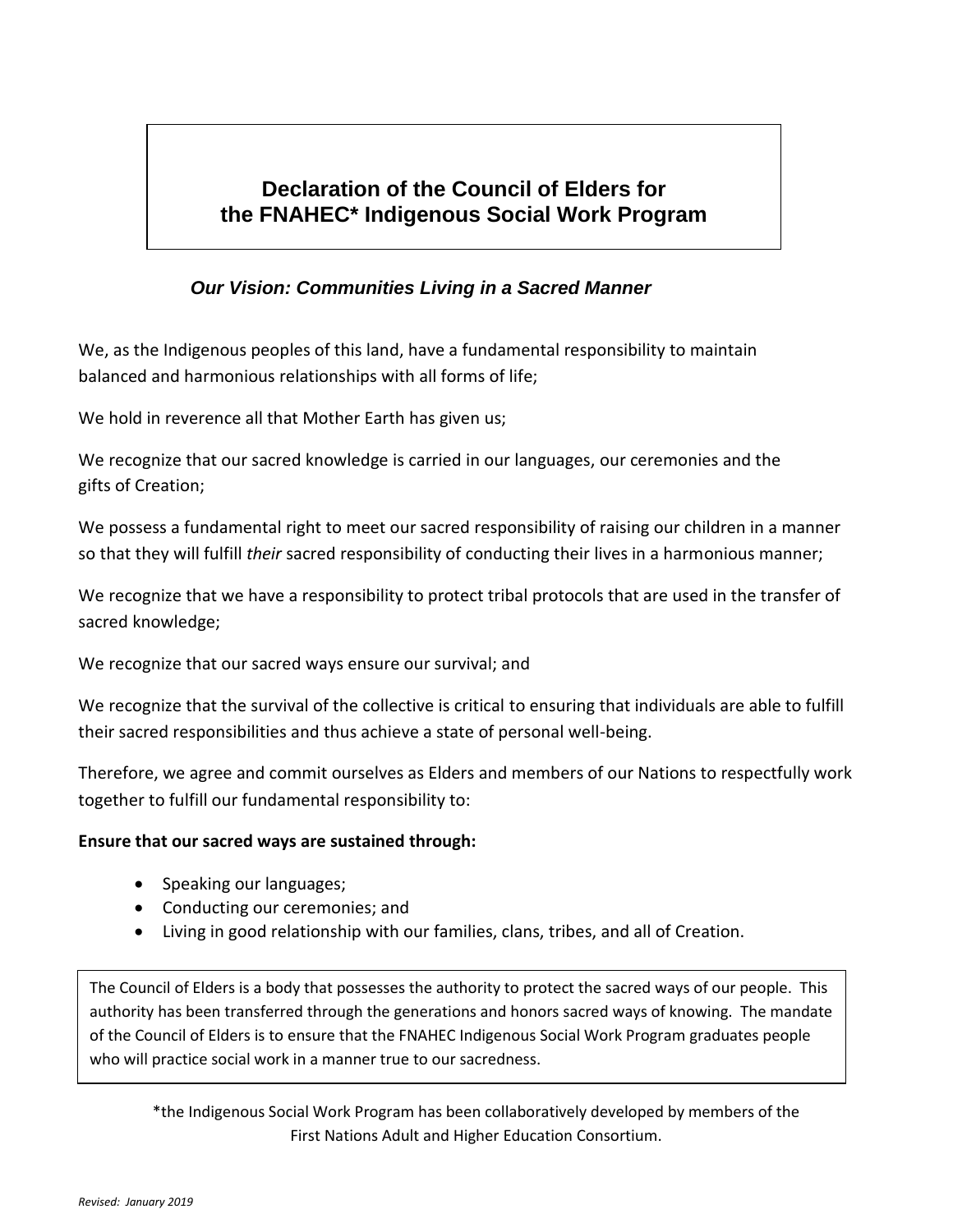# Declaration of the Council of Elders for the FNAHEC* Indigenous Social Work Program

***Our Vision: Communities Living in a Sacred Manner***

We, as the Indigenous peoples of this land, have a fundamental responsibility to maintain balanced and harmonious relationships with all forms of life;

We hold in reverence all that Mother Earth has given us;

We recognize that our sacred knowledge is carried in our languages, our ceremonies and the gifts of Creation;

We possess a fundamental right to meet our sacred responsibility of raising our children in a manner so that they will fulfill *their* sacred responsibility of conducting their lives in a harmonious manner;

We recognize that we have a responsibility to protect tribal protocols that are used in the transfer of sacred knowledge;

We recognize that our sacred ways ensure our survival; and

We recognize that the survival of the collective is critical to ensuring that individuals are able to fulfill their sacred responsibilities and thus achieve a state of personal well-being.

Therefore, we agree and commit ourselves as Elders and members of our Nations to respectfully work together to fulfill our fundamental responsibility to:

**Ensure that our sacred ways are sustained through:**

- Speaking our languages;
- Conducting our ceremonies; and
- Living in good relationship with our families, clans, tribes, and all of Creation.

The Council of Elders is a body that possesses the authority to protect the sacred ways of our people. This authority has been transferred through the generations and honors sacred ways of knowing. The mandate of the Council of Elders is to ensure that the FNAHEC Indigenous Social Work Program graduates people who will practice social work in a manner true to our sacredness.

*the Indigenous Social Work Program has been collaboratively developed by members of the First Nations Adult and Higher Education Consortium.

*Revised: January 2019*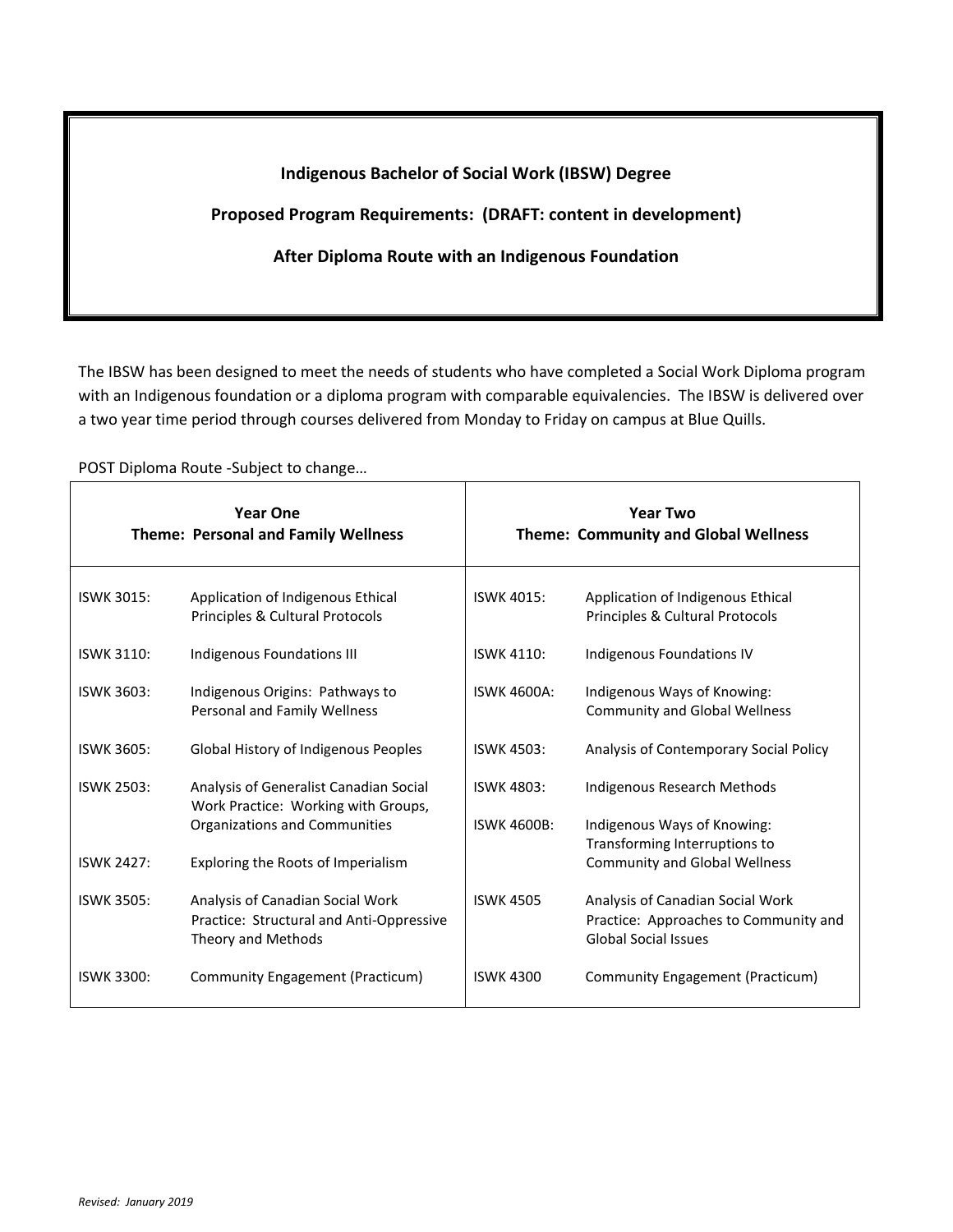**Indigenous Bachelor of Social Work (IBSW) Degree**

**Proposed Program Requirements: (DRAFT: content in development)**

**After Diploma Route with an Indigenous Foundation**

The IBSW has been designed to meet the needs of students who have completed a Social Work Diploma program with an Indigenous foundation or a diploma program with comparable equivalencies. The IBSW is delivered over a two year time period through courses delivered from Monday to Friday on campus at Blue Quills.

POST Diploma Route -Subject to change…

| Year One<br>Theme: Personal and Family Wellness | | Year Two<br>Theme: Community and Global Wellness | |
|---|---|---|---|
| ISWK 3015: | Application of Indigenous Ethical Principles & Cultural Protocols | ISWK 4015: | Application of Indigenous Ethical Principles & Cultural Protocols |
| ISWK 3110: | Indigenous Foundations III | ISWK 4110: | Indigenous Foundations IV |
| ISWK 3603: | Indigenous Origins: Pathways to Personal and Family Wellness | ISWK 4600A: | Indigenous Ways of Knowing: Community and Global Wellness |
| ISWK 3605: | Global History of Indigenous Peoples | ISWK 4503: | Analysis of Contemporary Social Policy |
| ISWK 2503: | Analysis of Generalist Canadian Social Work Practice: Working with Groups, Organizations and Communities | ISWK 4803: | Indigenous Research Methods |
| ISWK 2427: | Exploring the Roots of Imperialism | ISWK 4600B: | Indigenous Ways of Knowing: Transforming Interruptions to Community and Global Wellness |
| ISWK 3505: | Analysis of Canadian Social Work Practice: Structural and Anti-Oppressive Theory and Methods | ISWK 4505 | Analysis of Canadian Social Work Practice: Approaches to Community and Global Social Issues |
| ISWK 3300: | Community Engagement (Practicum) | ISWK 4300 | Community Engagement (Practicum) |

*Revised: January 2019*